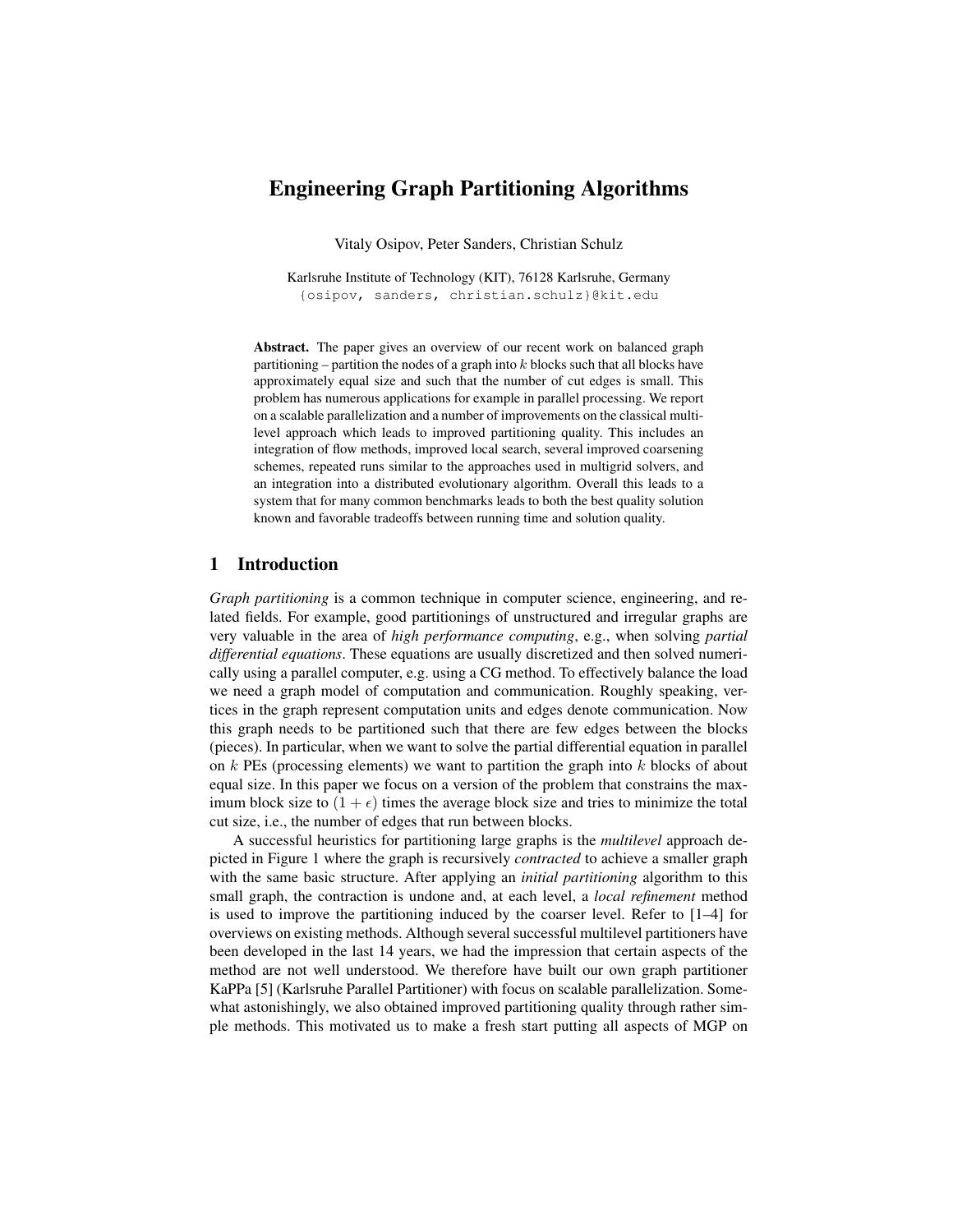# Engineering Graph Partitioning Algorithms

Vitaly Osipov, Peter Sanders, Christian Schulz

Karlsruhe Institute of Technology (KIT), 76128 Karlsruhe, Germany
{osipov, sanders, christian.schulz}@kit.edu

**Abstract.** The paper gives an overview of our recent work on balanced graph partitioning – partition the nodes of a graph into $k$ blocks such that all blocks have approximately equal size and such that the number of cut edges is small. This problem has numerous applications for example in parallel processing. We report on a scalable parallelization and a number of improvements on the classical multilevel approach which leads to improved partitioning quality. This includes an integration of flow methods, improved local search, several improved coarsening schemes, repeated runs similar to the approaches used in multigrid solvers, and an integration into a distributed evolutionary algorithm. Overall this leads to a system that for many common benchmarks leads to both the best quality solution known and favorable tradeoffs between running time and solution quality.

## 1 Introduction

*Graph partitioning* is a common technique in computer science, engineering, and related fields. For example, good partitionings of unstructured and irregular graphs are very valuable in the area of *high performance computing*, e.g., when solving *partial differential equations*. These equations are usually discretized and then solved numerically using a parallel computer, e.g. using a CG method. To effectively balance the load we need a graph model of computation and communication. Roughly speaking, vertices in the graph represent computation units and edges denote communication. Now this graph needs to be partitioned such that there are few edges between the blocks (pieces). In particular, when we want to solve the partial differential equation in parallel on $k$ PEs (processing elements) we want to partition the graph into $k$ blocks of about equal size. In this paper we focus on a version of the problem that constrains the maximum block size to $(1 + \epsilon)$ times the average block size and tries to minimize the total cut size, i.e., the number of edges that run between blocks.

A successful heuristics for partitioning large graphs is the *multilevel* approach depicted in Figure 1 where the graph is recursively *contracted* to achieve a smaller graph with the same basic structure. After applying an *initial partitioning* algorithm to this small graph, the contraction is undone and, at each level, a *local refinement* method is used to improve the partitioning induced by the coarser level. Refer to [1–4] for overviews on existing methods. Although several successful multilevel partitioners have been developed in the last 14 years, we had the impression that certain aspects of the method are not well understood. We therefore have built our own graph partitioner KaPPa [5] (Karlsruhe Parallel Partitioner) with focus on scalable parallelization. Somewhat astonishingly, we also obtained improved partitioning quality through rather simple methods. This motivated us to make a fresh start putting all aspects of MGP on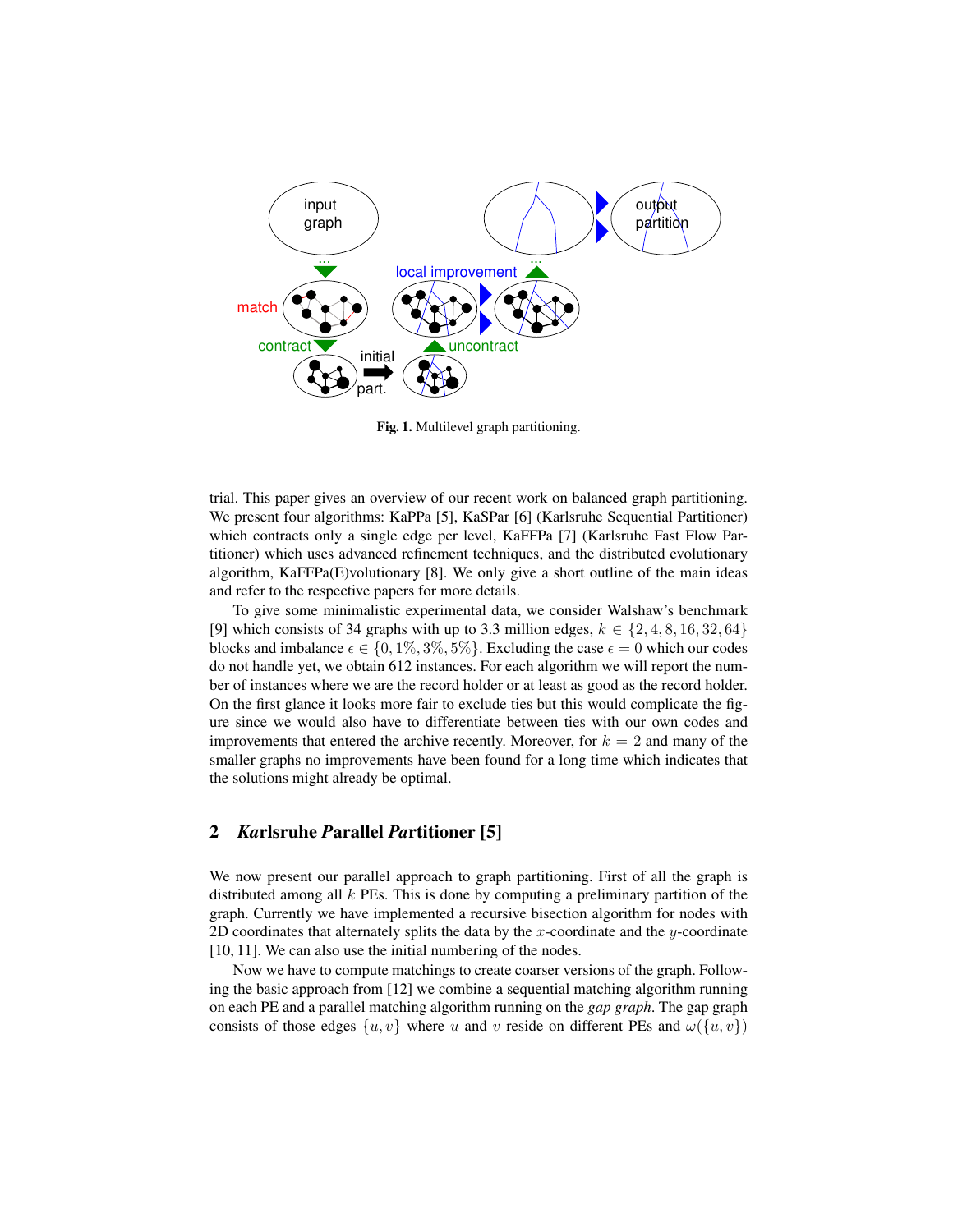**Fig. 1.** Multilevel graph partitioning.

trial. This paper gives an overview of our recent work on balanced graph partitioning. We present four algorithms: KaPPa [5], KaSPar [6] (Karlsruhe Sequential Partitioner) which contracts only a single edge per level, KaFFPa [7] (Karlsruhe Fast Flow Partitioner) which uses advanced refinement techniques, and the distributed evolutionary algorithm, KaFFPa(E)volutionary [8]. We only give a short outline of the main ideas and refer to the respective papers for more details.

To give some minimalistic experimental data, we consider Walshaw's benchmark [9] which consists of 34 graphs with up to 3.3 million edges, $k \in \{2, 4, 8, 16, 32, 64\}$ blocks and imbalance $\epsilon \in \{0, 1\%, 3\%, 5\%\}$. Excluding the case $\epsilon = 0$ which our codes do not handle yet, we obtain 612 instances. For each algorithm we will report the number of instances where we are the record holder or at least as good as the record holder. On the first glance it looks more fair to exclude ties but this would complicate the figure since we would also have to differentiate between ties with our own codes and improvements that entered the archive recently. Moreover, for $k = 2$ and many of the smaller graphs no improvements have been found for a long time which indicates that the solutions might already be optimal.

## 2 *Ka*rlsruhe *P*arallel *Pa*rtitioner [5]

We now present our parallel approach to graph partitioning. First of all the graph is distributed among all $k$ PEs. This is done by computing a preliminary partition of the graph. Currently we have implemented a recursive bisection algorithm for nodes with 2D coordinates that alternately splits the data by the $x$-coordinate and the $y$-coordinate [10, 11]. We can also use the initial numbering of the nodes.

Now we have to compute matchings to create coarser versions of the graph. Following the basic approach from [12] we combine a sequential matching algorithm running on each PE and a parallel matching algorithm running on the *gap graph*. The gap graph consists of those edges $\{u, v\}$ where $u$ and $v$ reside on different PEs and $\omega(\{u, v\})$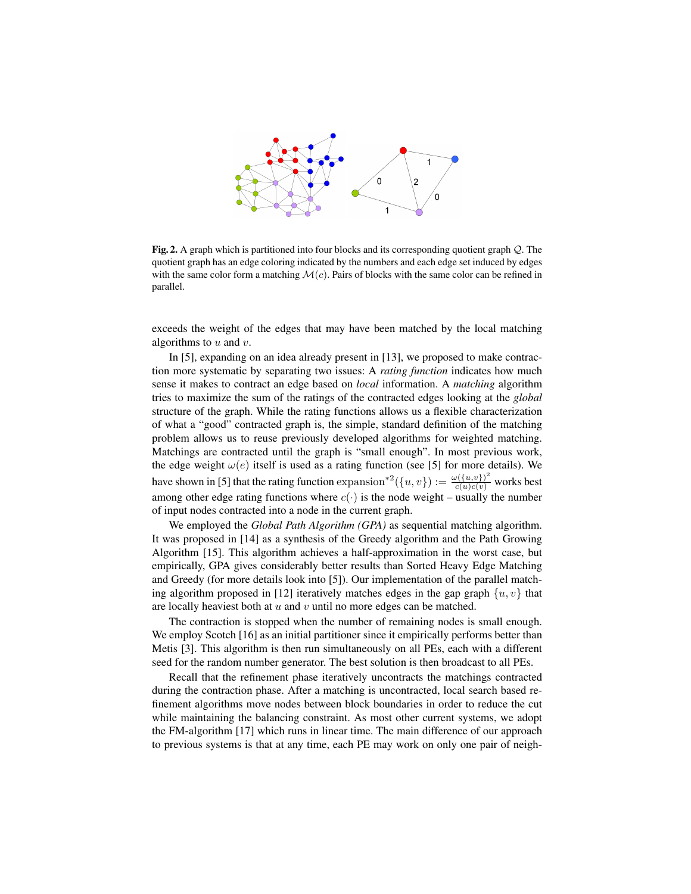**Fig. 2.** A graph which is partitioned into four blocks and its corresponding quotient graph $\mathcal{Q}$. The quotient graph has an edge coloring indicated by the numbers and each edge set induced by edges with the same color form a matching $\mathcal{M}(c)$. Pairs of blocks with the same color can be refined in parallel.

exceeds the weight of the edges that may have been matched by the local matching algorithms to $u$ and $v$.

In [5], expanding on an idea already present in [13], we proposed to make contraction more systematic by separating two issues: A *rating function* indicates how much sense it makes to contract an edge based on *local* information. A *matching* algorithm tries to maximize the sum of the ratings of the contracted edges looking at the *global* structure of the graph. While the rating functions allows us a flexible characterization of what a "good" contracted graph is, the simple, standard definition of the matching problem allows us to reuse previously developed algorithms for weighted matching. Matchings are contracted until the graph is "small enough". In most previous work, the edge weight $\omega(e)$ itself is used as a rating function (see [5] for more details). We have shown in [5] that the rating function $\mathrm{expansion}^{*2}(\{u,v\}) := \frac{\omega(\{u,v\})^2}{c(u)c(v)}$ works best among other edge rating functions where $c(\cdot)$ is the node weight – usually the number of input nodes contracted into a node in the current graph.

We employed the *Global Path Algorithm (GPA)* as sequential matching algorithm. It was proposed in [14] as a synthesis of the Greedy algorithm and the Path Growing Algorithm [15]. This algorithm achieves a half-approximation in the worst case, but empirically, GPA gives considerably better results than Sorted Heavy Edge Matching and Greedy (for more details look into [5]). Our implementation of the parallel matching algorithm proposed in [12] iteratively matches edges in the gap graph $\{u, v\}$ that are locally heaviest both at $u$ and $v$ until no more edges can be matched.

The contraction is stopped when the number of remaining nodes is small enough. We employ Scotch [16] as an initial partitioner since it empirically performs better than Metis [3]. This algorithm is then run simultaneously on all PEs, each with a different seed for the random number generator. The best solution is then broadcast to all PEs.

Recall that the refinement phase iteratively uncontracts the matchings contracted during the contraction phase. After a matching is uncontracted, local search based refinement algorithms move nodes between block boundaries in order to reduce the cut while maintaining the balancing constraint. As most other current systems, we adopt the FM-algorithm [17] which runs in linear time. The main difference of our approach to previous systems is that at any time, each PE may work on only one pair of neigh-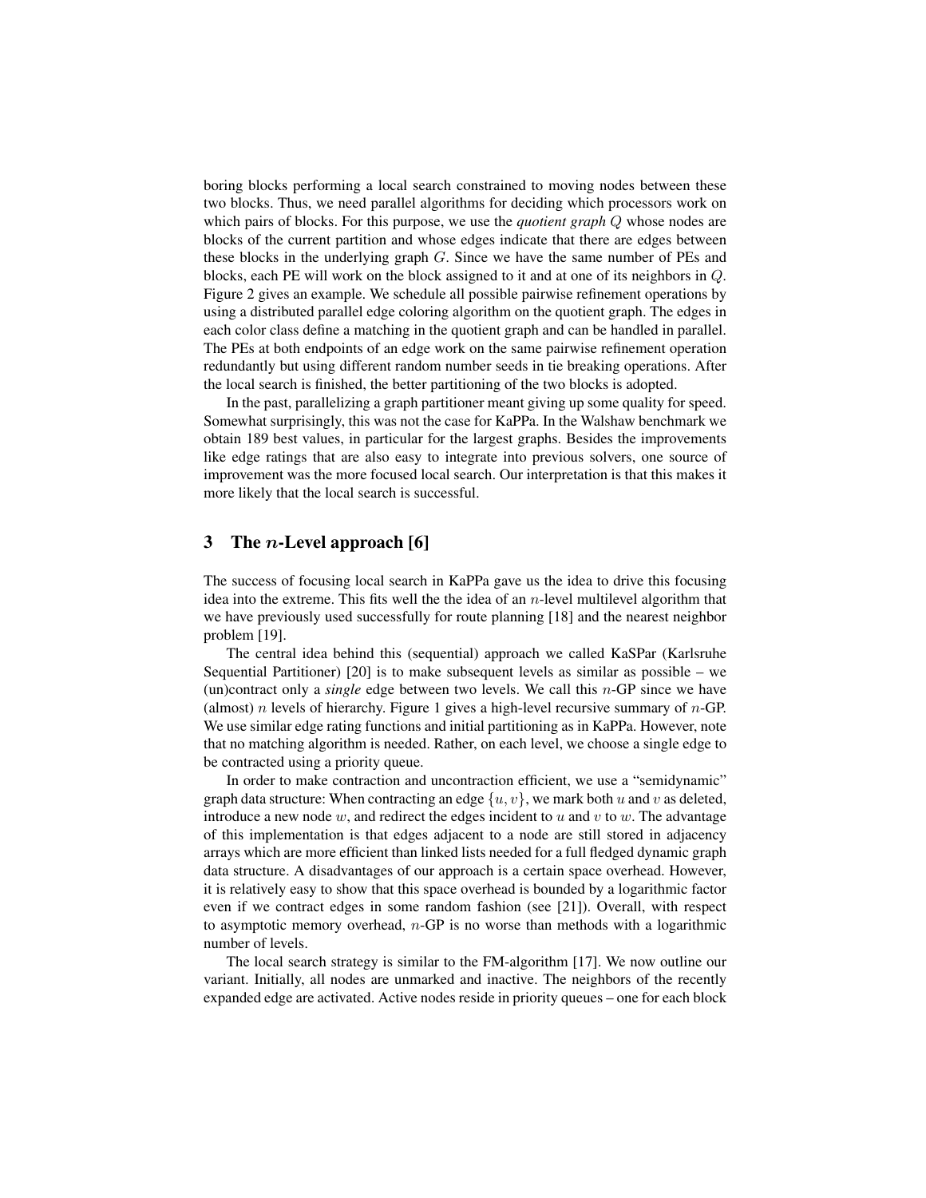boring blocks performing a local search constrained to moving nodes between these two blocks. Thus, we need parallel algorithms for deciding which processors work on which pairs of blocks. For this purpose, we use the *quotient graph* $Q$ whose nodes are blocks of the current partition and whose edges indicate that there are edges between these blocks in the underlying graph $G$. Since we have the same number of PEs and blocks, each PE will work on the block assigned to it and at one of its neighbors in $Q$. Figure 2 gives an example. We schedule all possible pairwise refinement operations by using a distributed parallel edge coloring algorithm on the quotient graph. The edges in each color class define a matching in the quotient graph and can be handled in parallel. The PEs at both endpoints of an edge work on the same pairwise refinement operation redundantly but using different random number seeds in tie breaking operations. After the local search is finished, the better partitioning of the two blocks is adopted.

In the past, parallelizing a graph partitioner meant giving up some quality for speed. Somewhat surprisingly, this was not the case for KaPPa. In the Walshaw benchmark we obtain 189 best values, in particular for the largest graphs. Besides the improvements like edge ratings that are also easy to integrate into previous solvers, one source of improvement was the more focused local search. Our interpretation is that this makes it more likely that the local search is successful.

## 3 The $n$-Level approach [6]

The success of focusing local search in KaPPa gave us the idea to drive this focusing idea into the extreme. This fits well the the idea of an $n$-level multilevel algorithm that we have previously used successfully for route planning [18] and the nearest neighbor problem [19].

The central idea behind this (sequential) approach we called KaSPar (Karlsruhe Sequential Partitioner) [20] is to make subsequent levels as similar as possible – we (un)contract only a *single* edge between two levels. We call this $n$-GP since we have (almost) $n$ levels of hierarchy. Figure 1 gives a high-level recursive summary of $n$-GP. We use similar edge rating functions and initial partitioning as in KaPPa. However, note that no matching algorithm is needed. Rather, on each level, we choose a single edge to be contracted using a priority queue.

In order to make contraction and uncontraction efficient, we use a "semidynamic" graph data structure: When contracting an edge $\{u, v\}$, we mark both $u$ and $v$ as deleted, introduce a new node $w$, and redirect the edges incident to $u$ and $v$ to $w$. The advantage of this implementation is that edges adjacent to a node are still stored in adjacency arrays which are more efficient than linked lists needed for a full fledged dynamic graph data structure. A disadvantages of our approach is a certain space overhead. However, it is relatively easy to show that this space overhead is bounded by a logarithmic factor even if we contract edges in some random fashion (see [21]). Overall, with respect to asymptotic memory overhead, $n$-GP is no worse than methods with a logarithmic number of levels.

The local search strategy is similar to the FM-algorithm [17]. We now outline our variant. Initially, all nodes are unmarked and inactive. The neighbors of the recently expanded edge are activated. Active nodes reside in priority queues – one for each block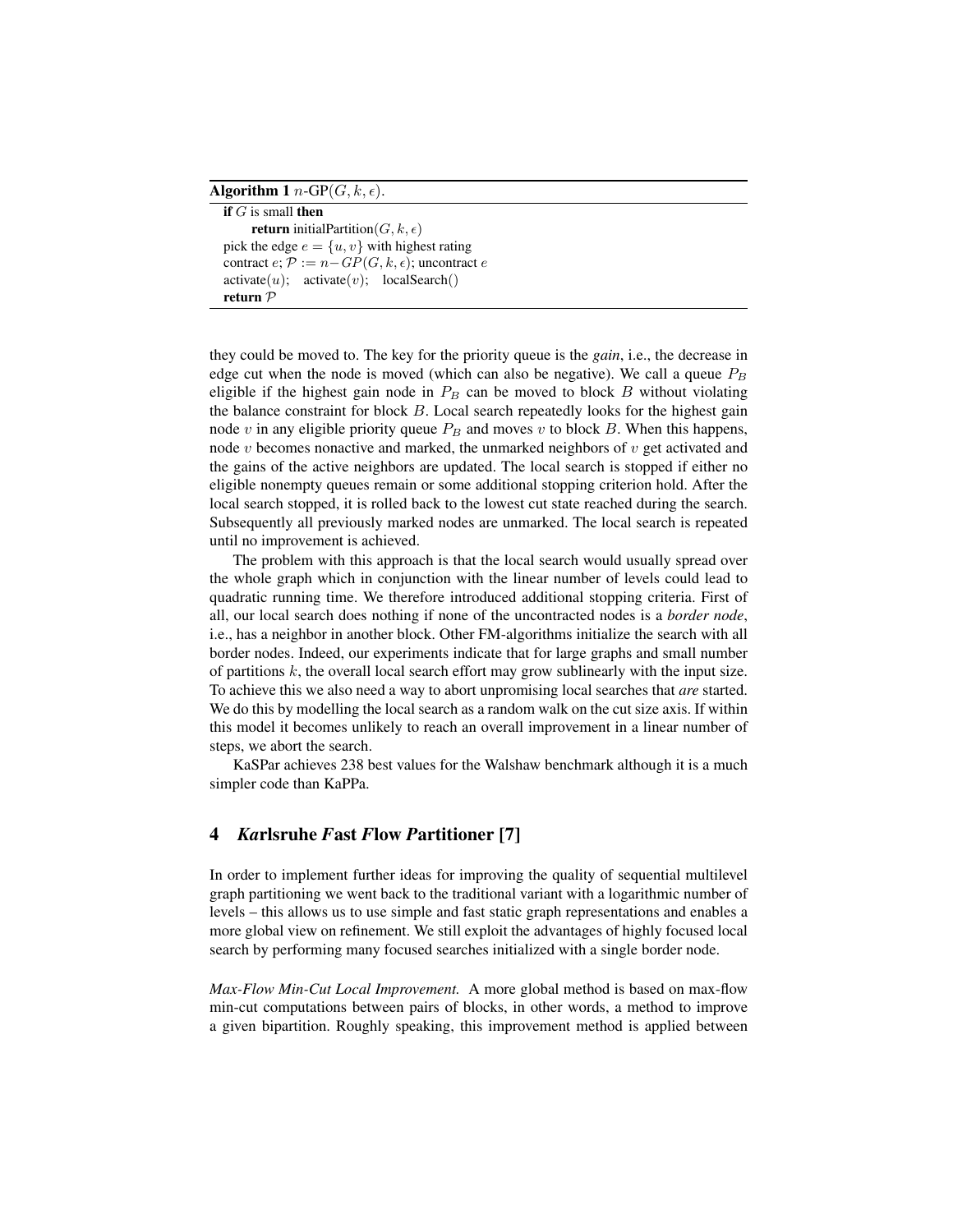**Algorithm 1** $n$-GP($G, k, \epsilon$).

```
if G is small then
    return initialPartition(G, k, ε)
pick the edge e = {u, v} with highest rating
contract e; P := n−GP(G, k, ε); uncontract e
activate(u);   activate(v);   localSearch()
return P
```

they could be moved to. The key for the priority queue is the *gain*, i.e., the decrease in edge cut when the node is moved (which can also be negative). We call a queue $P_B$ eligible if the highest gain node in $P_B$ can be moved to block $B$ without violating the balance constraint for block $B$. Local search repeatedly looks for the highest gain node $v$ in any eligible priority queue $P_B$ and moves $v$ to block $B$. When this happens, node $v$ becomes nonactive and marked, the unmarked neighbors of $v$ get activated and the gains of the active neighbors are updated. The local search is stopped if either no eligible nonempty queues remain or some additional stopping criterion hold. After the local search stopped, it is rolled back to the lowest cut state reached during the search. Subsequently all previously marked nodes are unmarked. The local search is repeated until no improvement is achieved.

The problem with this approach is that the local search would usually spread over the whole graph which in conjunction with the linear number of levels could lead to quadratic running time. We therefore introduced additional stopping criteria. First of all, our local search does nothing if none of the uncontracted nodes is a *border node*, i.e., has a neighbor in another block. Other FM-algorithms initialize the search with all border nodes. Indeed, our experiments indicate that for large graphs and small number of partitions $k$, the overall local search effort may grow sublinearly with the input size. To achieve this we also need a way to abort unpromising local searches that *are* started. We do this by modelling the local search as a random walk on the cut size axis. If within this model it becomes unlikely to reach an overall improvement in a linear number of steps, we abort the search.

KaSPar achieves 238 best values for the Walshaw benchmark although it is a much simpler code than KaPPa.

## 4 *Ka*rlsruhe *F*ast *F*low *P*artitioner [7]

In order to implement further ideas for improving the quality of sequential multilevel graph partitioning we went back to the traditional variant with a logarithmic number of levels – this allows us to use simple and fast static graph representations and enables a more global view on refinement. We still exploit the advantages of highly focused local search by performing many focused searches initialized with a single border node.

*Max-Flow Min-Cut Local Improvement.* A more global method is based on max-flow min-cut computations between pairs of blocks, in other words, a method to improve a given bipartition. Roughly speaking, this improvement method is applied between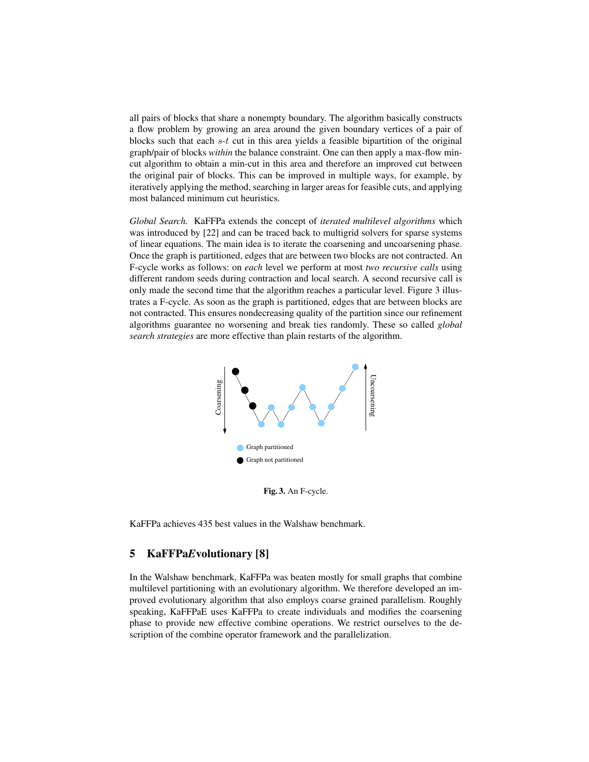all pairs of blocks that share a nonempty boundary. The algorithm basically constructs a flow problem by growing an area around the given boundary vertices of a pair of blocks such that each $s$-$t$ cut in this area yields a feasible bipartition of the original graph/pair of blocks *within* the balance constraint. One can then apply a max-flow min-cut algorithm to obtain a min-cut in this area and therefore an improved cut between the original pair of blocks. This can be improved in multiple ways, for example, by iteratively applying the method, searching in larger areas for feasible cuts, and applying most balanced minimum cut heuristics.

*Global Search.* KaFFPa extends the concept of *iterated multilevel algorithms* which was introduced by [22] and can be traced back to multigrid solvers for sparse systems of linear equations. The main idea is to iterate the coarsening and uncoarsening phase. Once the graph is partitioned, edges that are between two blocks are not contracted. An F-cycle works as follows: on *each* level we perform at most *two recursive calls* using different random seeds during contraction and local search. A second recursive call is only made the second time that the algorithm reaches a particular level. Figure 3 illustrates a F-cycle. As soon as the graph is partitioned, edges that are between blocks are not contracted. This ensures nondecreasing quality of the partition since our refinement algorithms guarantee no worsening and break ties randomly. These so called *global search strategies* are more effective than plain restarts of the algorithm.

Coarsening

Uncoarsening

Graph partitioned

Graph not partitioned

**Fig. 3.** An F-cycle.

KaFFPa achieves 435 best values in the Walshaw benchmark.

## 5 KaFFPa*E*volutionary [8]

In the Walshaw benchmark, KaFFPa was beaten mostly for small graphs that combine multilevel partitioning with an evolutionary algorithm. We therefore developed an improved evolutionary algorithm that also employs coarse grained parallelism. Roughly speaking, KaFFPaE uses KaFFPa to create individuals and modifies the coarsening phase to provide new effective combine operations. We restrict ourselves to the description of the combine operator framework and the parallelization.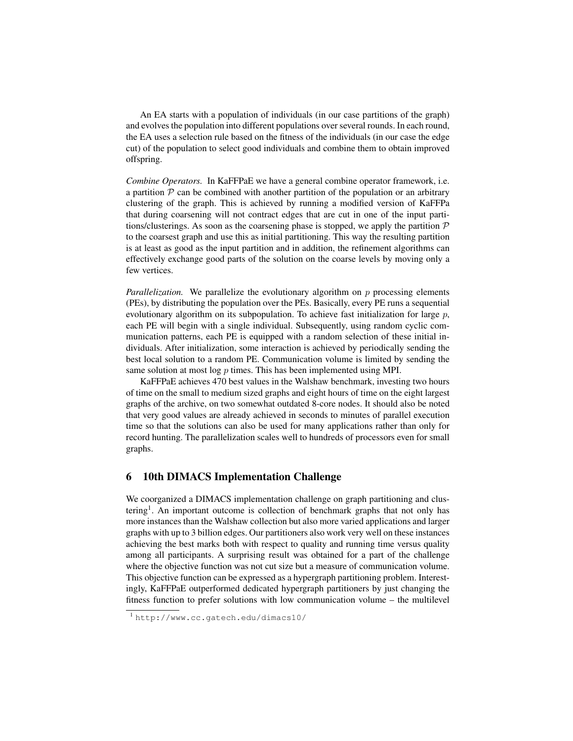An EA starts with a population of individuals (in our case partitions of the graph) and evolves the population into different populations over several rounds. In each round, the EA uses a selection rule based on the fitness of the individuals (in our case the edge cut) of the population to select good individuals and combine them to obtain improved offspring.

*Combine Operators.* In KaFFPaE we have a general combine operator framework, i.e. a partition $\mathcal{P}$ can be combined with another partition of the population or an arbitrary clustering of the graph. This is achieved by running a modified version of KaFFPa that during coarsening will not contract edges that are cut in one of the input partitions/clusterings. As soon as the coarsening phase is stopped, we apply the partition $\mathcal{P}$ to the coarsest graph and use this as initial partitioning. This way the resulting partition is at least as good as the input partition and in addition, the refinement algorithms can effectively exchange good parts of the solution on the coarse levels by moving only a few vertices.

*Parallelization.* We parallelize the evolutionary algorithm on $p$ processing elements (PEs), by distributing the population over the PEs. Basically, every PE runs a sequential evolutionary algorithm on its subpopulation. To achieve fast initialization for large $p$, each PE will begin with a single individual. Subsequently, using random cyclic communication patterns, each PE is equipped with a random selection of these initial individuals. After initialization, some interaction is achieved by periodically sending the best local solution to a random PE. Communication volume is limited by sending the same solution at most $\log p$ times. This has been implemented using MPI.

KaFFPaE achieves 470 best values in the Walshaw benchmark, investing two hours of time on the small to medium sized graphs and eight hours of time on the eight largest graphs of the archive, on two somewhat outdated 8-core nodes. It should also be noted that very good values are already achieved in seconds to minutes of parallel execution time so that the solutions can also be used for many applications rather than only for record hunting. The parallelization scales well to hundreds of processors even for small graphs.

## 6 10th DIMACS Implementation Challenge

We coorganized a DIMACS implementation challenge on graph partitioning and clustering[1]. An important outcome is collection of benchmark graphs that not only has more instances than the Walshaw collection but also more varied applications and larger graphs with up to 3 billion edges. Our partitioners also work very well on these instances achieving the best marks both with respect to quality and running time versus quality among all participants. A surprising result was obtained for a part of the challenge where the objective function was not cut size but a measure of communication volume. This objective function can be expressed as a hypergraph partitioning problem. Interestingly, KaFFPaE outperformed dedicated hypergraph partitioners by just changing the fitness function to prefer solutions with low communication volume – the multilevel

[1] http://www.cc.gatech.edu/dimacs10/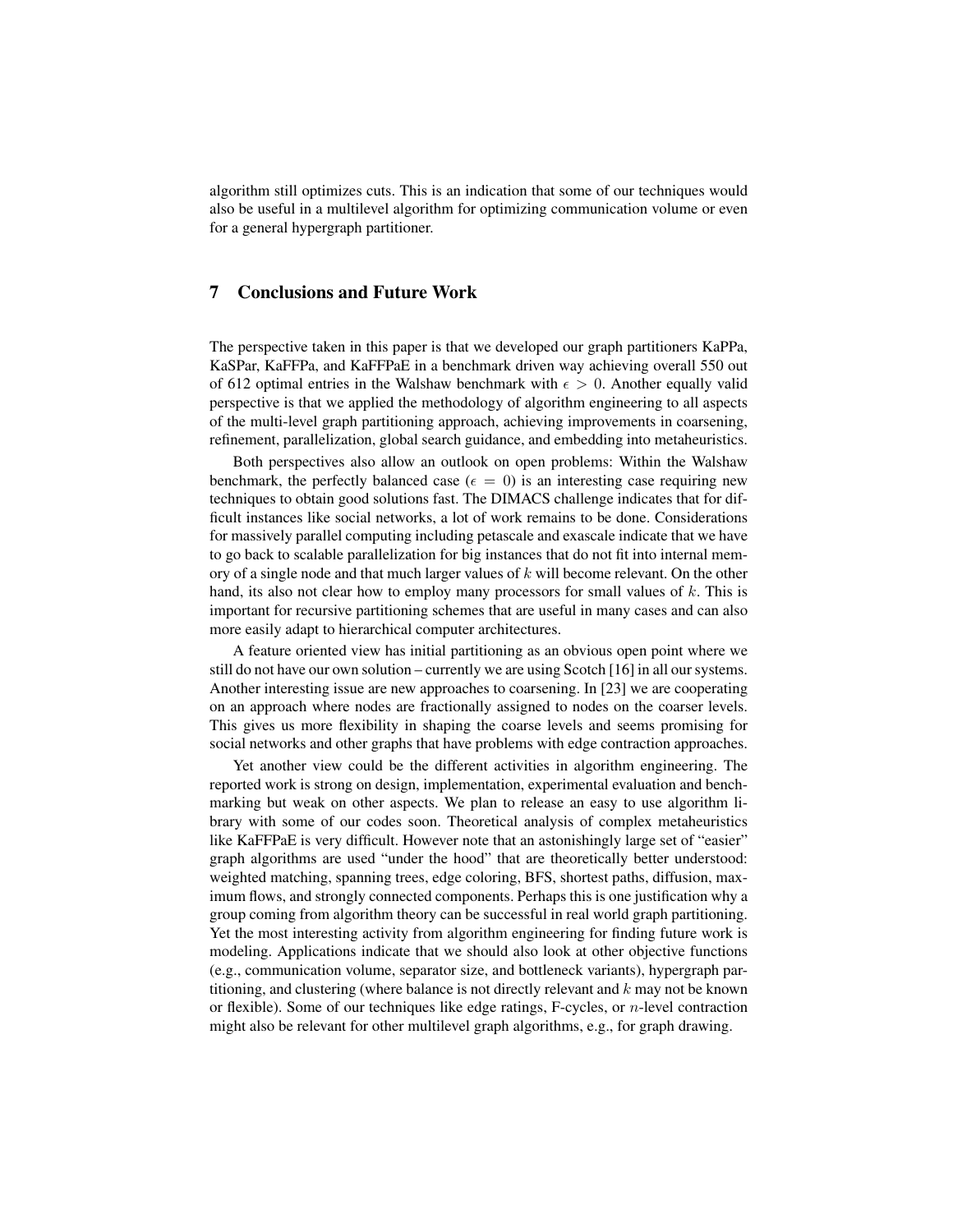algorithm still optimizes cuts. This is an indication that some of our techniques would also be useful in a multilevel algorithm for optimizing communication volume or even for a general hypergraph partitioner.

## 7 Conclusions and Future Work

The perspective taken in this paper is that we developed our graph partitioners KaPPa, KaSPar, KaFFPa, and KaFFPaE in a benchmark driven way achieving overall 550 out of 612 optimal entries in the Walshaw benchmark with $\epsilon > 0$. Another equally valid perspective is that we applied the methodology of algorithm engineering to all aspects of the multi-level graph partitioning approach, achieving improvements in coarsening, refinement, parallelization, global search guidance, and embedding into metaheuristics.

Both perspectives also allow an outlook on open problems: Within the Walshaw benchmark, the perfectly balanced case ($\epsilon = 0$) is an interesting case requiring new techniques to obtain good solutions fast. The DIMACS challenge indicates that for difficult instances like social networks, a lot of work remains to be done. Considerations for massively parallel computing including petascale and exascale indicate that we have to go back to scalable parallelization for big instances that do not fit into internal memory of a single node and that much larger values of $k$ will become relevant. On the other hand, its also not clear how to employ many processors for small values of $k$. This is important for recursive partitioning schemes that are useful in many cases and can also more easily adapt to hierarchical computer architectures.

A feature oriented view has initial partitioning as an obvious open point where we still do not have our own solution – currently we are using Scotch [16] in all our systems. Another interesting issue are new approaches to coarsening. In [23] we are cooperating on an approach where nodes are fractionally assigned to nodes on the coarser levels. This gives us more flexibility in shaping the coarse levels and seems promising for social networks and other graphs that have problems with edge contraction approaches.

Yet another view could be the different activities in algorithm engineering. The reported work is strong on design, implementation, experimental evaluation and benchmarking but weak on other aspects. We plan to release an easy to use algorithm library with some of our codes soon. Theoretical analysis of complex metaheuristics like KaFFPaE is very difficult. However note that an astonishingly large set of "easier" graph algorithms are used "under the hood" that are theoretically better understood: weighted matching, spanning trees, edge coloring, BFS, shortest paths, diffusion, maximum flows, and strongly connected components. Perhaps this is one justification why a group coming from algorithm theory can be successful in real world graph partitioning. Yet the most interesting activity from algorithm engineering for finding future work is modeling. Applications indicate that we should also look at other objective functions (e.g., communication volume, separator size, and bottleneck variants), hypergraph partitioning, and clustering (where balance is not directly relevant and $k$ may not be known or flexible). Some of our techniques like edge ratings, F-cycles, or $n$-level contraction might also be relevant for other multilevel graph algorithms, e.g., for graph drawing.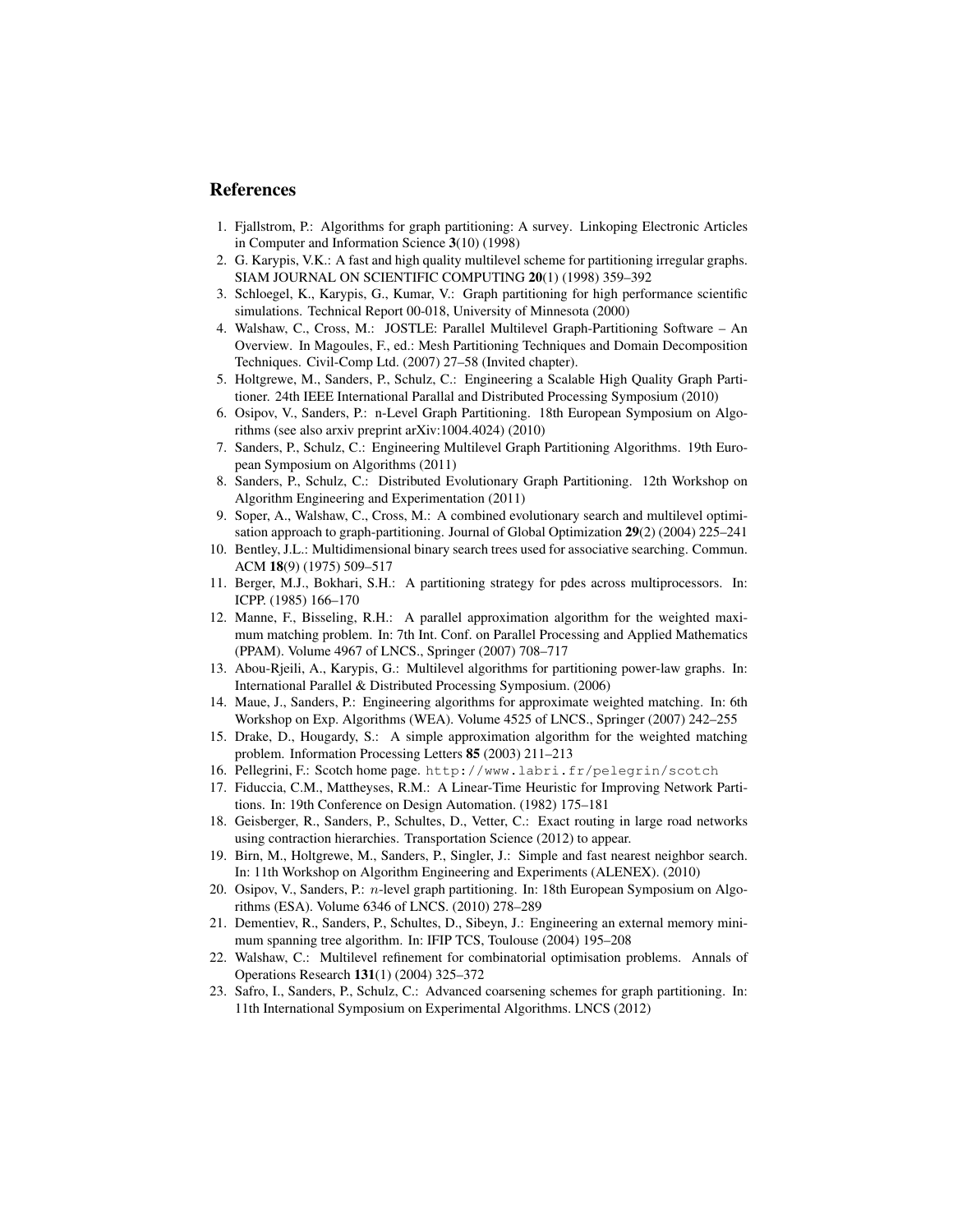# References

1. Fjallstrom, P.: Algorithms for graph partitioning: A survey. Linkoping Electronic Articles in Computer and Information Science **3**(10) (1998)
2. G. Karypis, V.K.: A fast and high quality multilevel scheme for partitioning irregular graphs. SIAM JOURNAL ON SCIENTIFIC COMPUTING **20**(1) (1998) 359–392
3. Schloegel, K., Karypis, G., Kumar, V.: Graph partitioning for high performance scientific simulations. Technical Report 00-018, University of Minnesota (2000)
4. Walshaw, C., Cross, M.: JOSTLE: Parallel Multilevel Graph-Partitioning Software – An Overview. In Magoules, F., ed.: Mesh Partitioning Techniques and Domain Decomposition Techniques. Civil-Comp Ltd. (2007) 27–58 (Invited chapter).
5. Holtgrewe, M., Sanders, P., Schulz, C.: Engineering a Scalable High Quality Graph Partitioner. 24th IEEE International Parallal and Distributed Processing Symposium (2010)
6. Osipov, V., Sanders, P.: n-Level Graph Partitioning. 18th European Symposium on Algorithms (see also arxiv preprint arXiv:1004.4024) (2010)
7. Sanders, P., Schulz, C.: Engineering Multilevel Graph Partitioning Algorithms. 19th European Symposium on Algorithms (2011)
8. Sanders, P., Schulz, C.: Distributed Evolutionary Graph Partitioning. 12th Workshop on Algorithm Engineering and Experimentation (2011)
9. Soper, A., Walshaw, C., Cross, M.: A combined evolutionary search and multilevel optimisation approach to graph-partitioning. Journal of Global Optimization **29**(2) (2004) 225–241
10. Bentley, J.L.: Multidimensional binary search trees used for associative searching. Commun. ACM **18**(9) (1975) 509–517
11. Berger, M.J., Bokhari, S.H.: A partitioning strategy for pdes across multiprocessors. In: ICPP. (1985) 166–170
12. Manne, F., Bisseling, R.H.: A parallel approximation algorithm for the weighted maximum matching problem. In: 7th Int. Conf. on Parallel Processing and Applied Mathematics (PPAM). Volume 4967 of LNCS., Springer (2007) 708–717
13. Abou-Rjeili, A., Karypis, G.: Multilevel algorithms for partitioning power-law graphs. In: International Parallel & Distributed Processing Symposium. (2006)
14. Maue, J., Sanders, P.: Engineering algorithms for approximate weighted matching. In: 6th Workshop on Exp. Algorithms (WEA). Volume 4525 of LNCS., Springer (2007) 242–255
15. Drake, D., Hougardy, S.: A simple approximation algorithm for the weighted matching problem. Information Processing Letters **85** (2003) 211–213
16. Pellegrini, F.: Scotch home page. http://www.labri.fr/pelegrin/scotch
17. Fiduccia, C.M., Mattheyses, R.M.: A Linear-Time Heuristic for Improving Network Partitions. In: 19th Conference on Design Automation. (1982) 175–181
18. Geisberger, R., Sanders, P., Schultes, D., Vetter, C.: Exact routing in large road networks using contraction hierarchies. Transportation Science (2012) to appear.
19. Birn, M., Holtgrewe, M., Sanders, P., Singler, J.: Simple and fast nearest neighbor search. In: 11th Workshop on Algorithm Engineering and Experiments (ALENEX). (2010)
20. Osipov, V., Sanders, P.: $n$-level graph partitioning. In: 18th European Symposium on Algorithms (ESA). Volume 6346 of LNCS. (2010) 278–289
21. Dementiev, R., Sanders, P., Schultes, D., Sibeyn, J.: Engineering an external memory minimum spanning tree algorithm. In: IFIP TCS, Toulouse (2004) 195–208
22. Walshaw, C.: Multilevel refinement for combinatorial optimisation problems. Annals of Operations Research **131**(1) (2004) 325–372
23. Safro, I., Sanders, P., Schulz, C.: Advanced coarsening schemes for graph partitioning. In: 11th International Symposium on Experimental Algorithms. LNCS (2012)